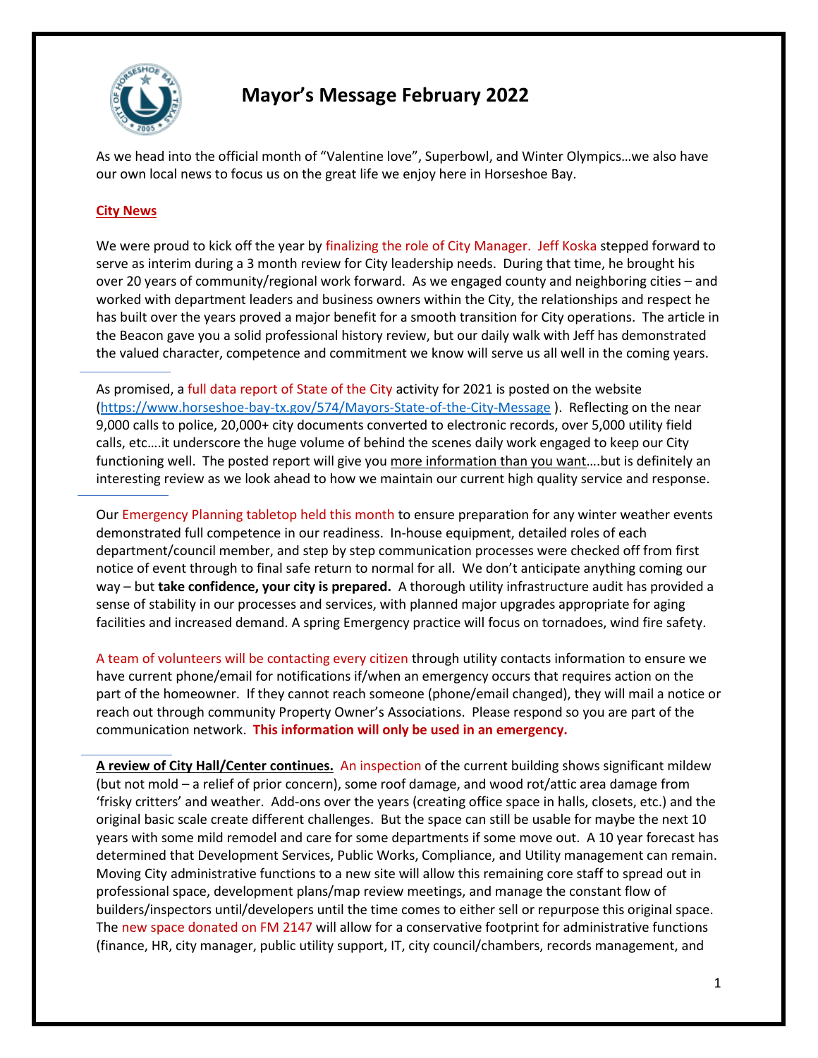# Mayor's Message February 2022

As we head into the official month of "Valentine love", Superbowl, and Winter Olympics…we also have our own local news to focus us on the great life we enjoy here in Horseshoe Bay.

**City News**

We were proud to kick off the year by finalizing the role of City Manager. Jeff Koska stepped forward to serve as interim during a 3 month review for City leadership needs. During that time, he brought his over 20 years of community/regional work forward. As we engaged county and neighboring cities – and worked with department leaders and business owners within the City, the relationships and respect he has built over the years proved a major benefit for a smooth transition for City operations. The article in the Beacon gave you a solid professional history review, but our daily walk with Jeff has demonstrated the valued character, competence and commitment we know will serve us all well in the coming years.

As promised, a full data report of State of the City activity for 2021 is posted on the website (https://www.horseshoe-bay-tx.gov/574/Mayors-State-of-the-City-Message ). Reflecting on the near 9,000 calls to police, 20,000+ city documents converted to electronic records, over 5,000 utility field calls, etc….it underscore the huge volume of behind the scenes daily work engaged to keep our City functioning well. The posted report will give you more information than you want….but is definitely an interesting review as we look ahead to how we maintain our current high quality service and response.

Our Emergency Planning tabletop held this month to ensure preparation for any winter weather events demonstrated full competence in our readiness. In-house equipment, detailed roles of each department/council member, and step by step communication processes were checked off from first notice of event through to final safe return to normal for all. We don't anticipate anything coming our way – but **take confidence, your city is prepared.** A thorough utility infrastructure audit has provided a sense of stability in our processes and services, with planned major upgrades appropriate for aging facilities and increased demand. A spring Emergency practice will focus on tornadoes, wind fire safety.

A team of volunteers will be contacting every citizen through utility contacts information to ensure we have current phone/email for notifications if/when an emergency occurs that requires action on the part of the homeowner. If they cannot reach someone (phone/email changed), they will mail a notice or reach out through community Property Owner's Associations. Please respond so you are part of the communication network. **This information will only be used in an emergency.**

**A review of City Hall/Center continues.** An inspection of the current building shows significant mildew (but not mold – a relief of prior concern), some roof damage, and wood rot/attic area damage from 'frisky critters' and weather. Add-ons over the years (creating office space in halls, closets, etc.) and the original basic scale create different challenges. But the space can still be usable for maybe the next 10 years with some mild remodel and care for some departments if some move out. A 10 year forecast has determined that Development Services, Public Works, Compliance, and Utility management can remain. Moving City administrative functions to a new site will allow this remaining core staff to spread out in professional space, development plans/map review meetings, and manage the constant flow of builders/inspectors until/developers until the time comes to either sell or repurpose this original space. The new space donated on FM 2147 will allow for a conservative footprint for administrative functions (finance, HR, city manager, public utility support, IT, city council/chambers, records management, and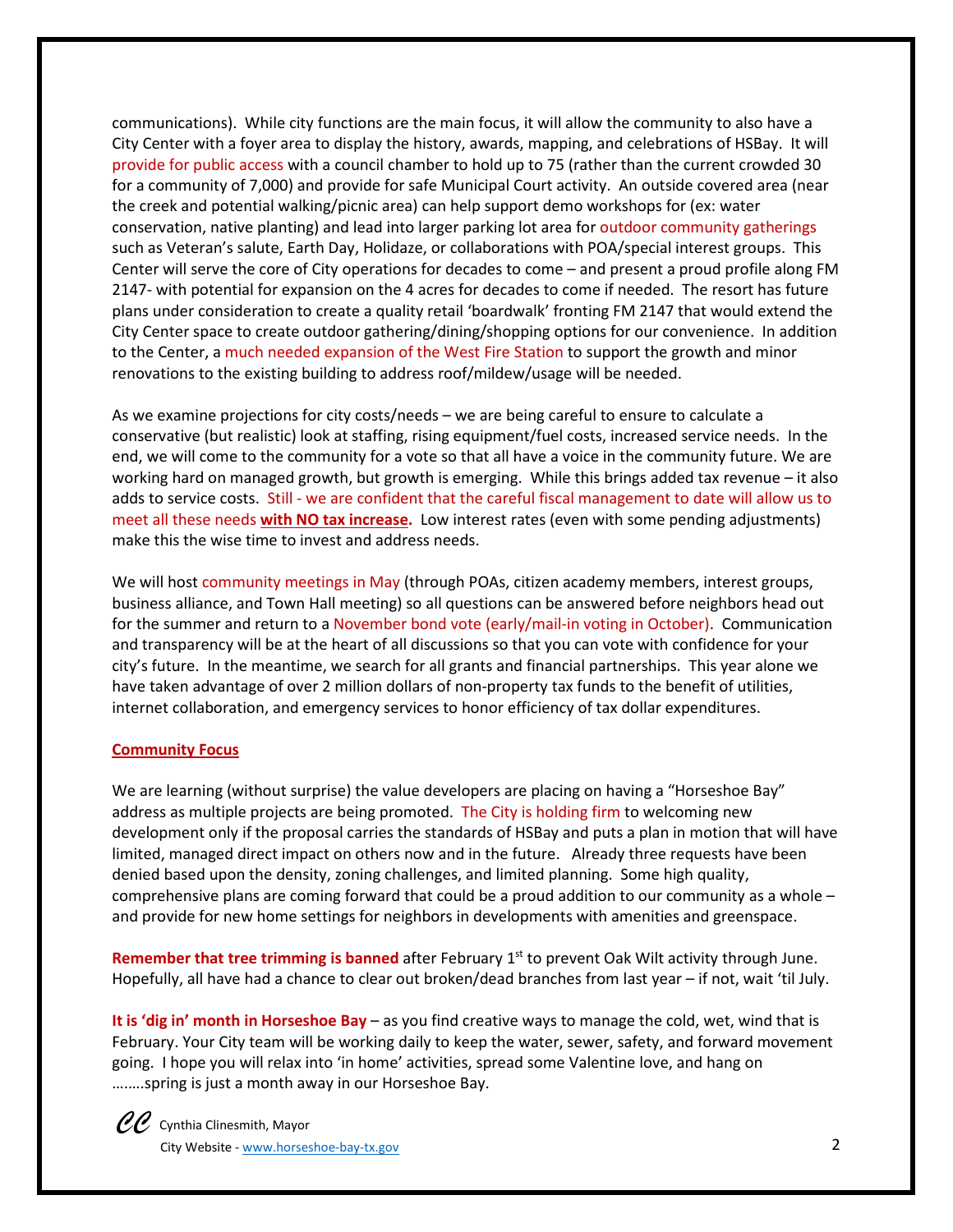communications). While city functions are the main focus, it will allow the community to also have a City Center with a foyer area to display the history, awards, mapping, and celebrations of HSBay. It will provide for public access with a council chamber to hold up to 75 (rather than the current crowded 30 for a community of 7,000) and provide for safe Municipal Court activity. An outside covered area (near the creek and potential walking/picnic area) can help support demo workshops for (ex: water conservation, native planting) and lead into larger parking lot area for outdoor community gatherings such as Veteran's salute, Earth Day, Holidaze, or collaborations with POA/special interest groups. This Center will serve the core of City operations for decades to come – and present a proud profile along FM 2147- with potential for expansion on the 4 acres for decades to come if needed. The resort has future plans under consideration to create a quality retail 'boardwalk' fronting FM 2147 that would extend the City Center space to create outdoor gathering/dining/shopping options for our convenience. In addition to the Center, a much needed expansion of the West Fire Station to support the growth and minor renovations to the existing building to address roof/mildew/usage will be needed.

As we examine projections for city costs/needs – we are being careful to ensure to calculate a conservative (but realistic) look at staffing, rising equipment/fuel costs, increased service needs. In the end, we will come to the community for a vote so that all have a voice in the community future. We are working hard on managed growth, but growth is emerging. While this brings added tax revenue – it also adds to service costs. Still - we are confident that the careful fiscal management to date will allow us to meet all these needs **with NO tax increase.** Low interest rates (even with some pending adjustments) make this the wise time to invest and address needs.

We will host community meetings in May (through POAs, citizen academy members, interest groups, business alliance, and Town Hall meeting) so all questions can be answered before neighbors head out for the summer and return to a November bond vote (early/mail-in voting in October). Communication and transparency will be at the heart of all discussions so that you can vote with confidence for your city's future. In the meantime, we search for all grants and financial partnerships. This year alone we have taken advantage of over 2 million dollars of non-property tax funds to the benefit of utilities, internet collaboration, and emergency services to honor efficiency of tax dollar expenditures.

## Community Focus

We are learning (without surprise) the value developers are placing on having a "Horseshoe Bay" address as multiple projects are being promoted. The City is holding firm to welcoming new development only if the proposal carries the standards of HSBay and puts a plan in motion that will have limited, managed direct impact on others now and in the future. Already three requests have been denied based upon the density, zoning challenges, and limited planning. Some high quality, comprehensive plans are coming forward that could be a proud addition to our community as a whole – and provide for new home settings for neighbors in developments with amenities and greenspace.

**Remember that tree trimming is banned** after February 1st to prevent Oak Wilt activity through June. Hopefully, all have had a chance to clear out broken/dead branches from last year – if not, wait 'til July.

**It is 'dig in' month in Horseshoe Bay** – as you find creative ways to manage the cold, wet, wind that is February. Your City team will be working daily to keep the water, sewer, safety, and forward movement going. I hope you will relax into 'in home' activities, spread some Valentine love, and hang on ……..spring is just a month away in our Horseshoe Bay.

*CC* Cynthia Clinesmith, Mayor
City Website - www.horseshoe-bay-tx.gov